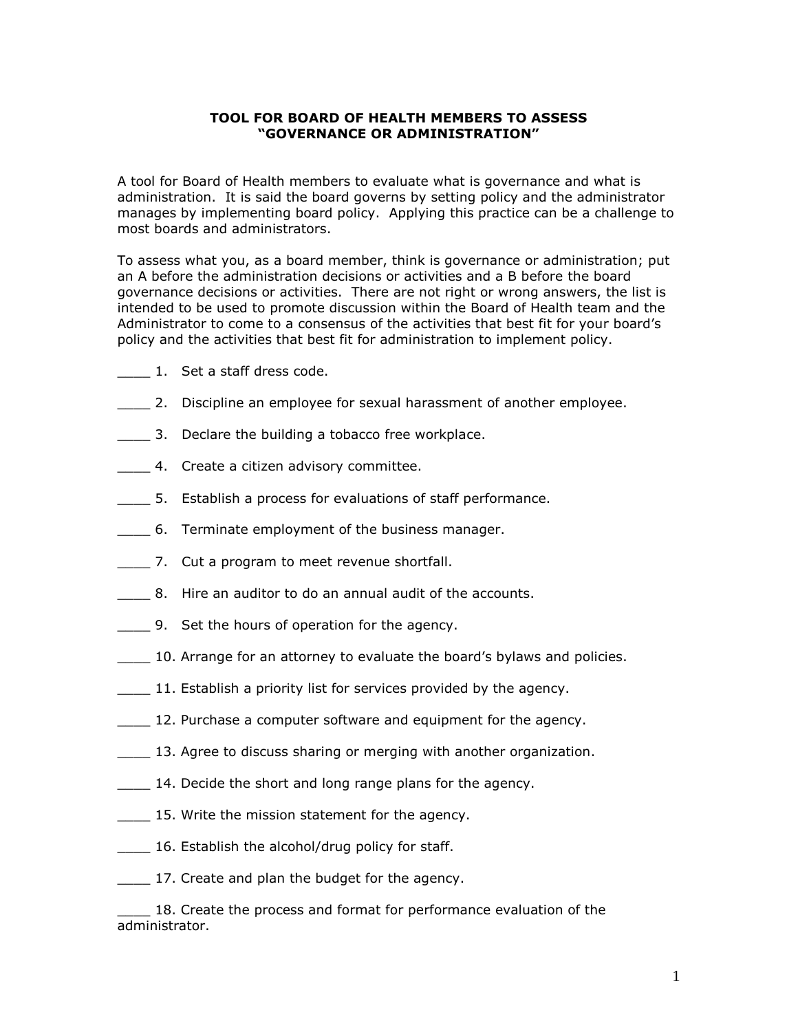# TOOL FOR BOARD OF HEALTH MEMBERS TO ASSESS "GOVERNANCE OR ADMINISTRATION"

A tool for Board of Health members to evaluate what is governance and what is administration. It is said the board governs by setting policy and the administrator manages by implementing board policy. Applying this practice can be a challenge to most boards and administrators.

To assess what you, as a board member, think is governance or administration; put an A before the administration decisions or activities and a B before the board governance decisions or activities. There are not right or wrong answers, the list is intended to be used to promote discussion within the Board of Health team and the Administrator to come to a consensus of the activities that best fit for your board's policy and the activities that best fit for administration to implement policy.

____ 1. Set a staff dress code.

____ 2. Discipline an employee for sexual harassment of another employee.

____ 3. Declare the building a tobacco free workplace.

____ 4. Create a citizen advisory committee.

____ 5. Establish a process for evaluations of staff performance.

____ 6. Terminate employment of the business manager.

____ 7. Cut a program to meet revenue shortfall.

____ 8. Hire an auditor to do an annual audit of the accounts.

____ 9. Set the hours of operation for the agency.

____ 10. Arrange for an attorney to evaluate the board's bylaws and policies.

____ 11. Establish a priority list for services provided by the agency.

____ 12. Purchase a computer software and equipment for the agency.

____ 13. Agree to discuss sharing or merging with another organization.

____ 14. Decide the short and long range plans for the agency.

____ 15. Write the mission statement for the agency.

____ 16. Establish the alcohol/drug policy for staff.

____ 17. Create and plan the budget for the agency.

____ 18. Create the process and format for performance evaluation of the administrator.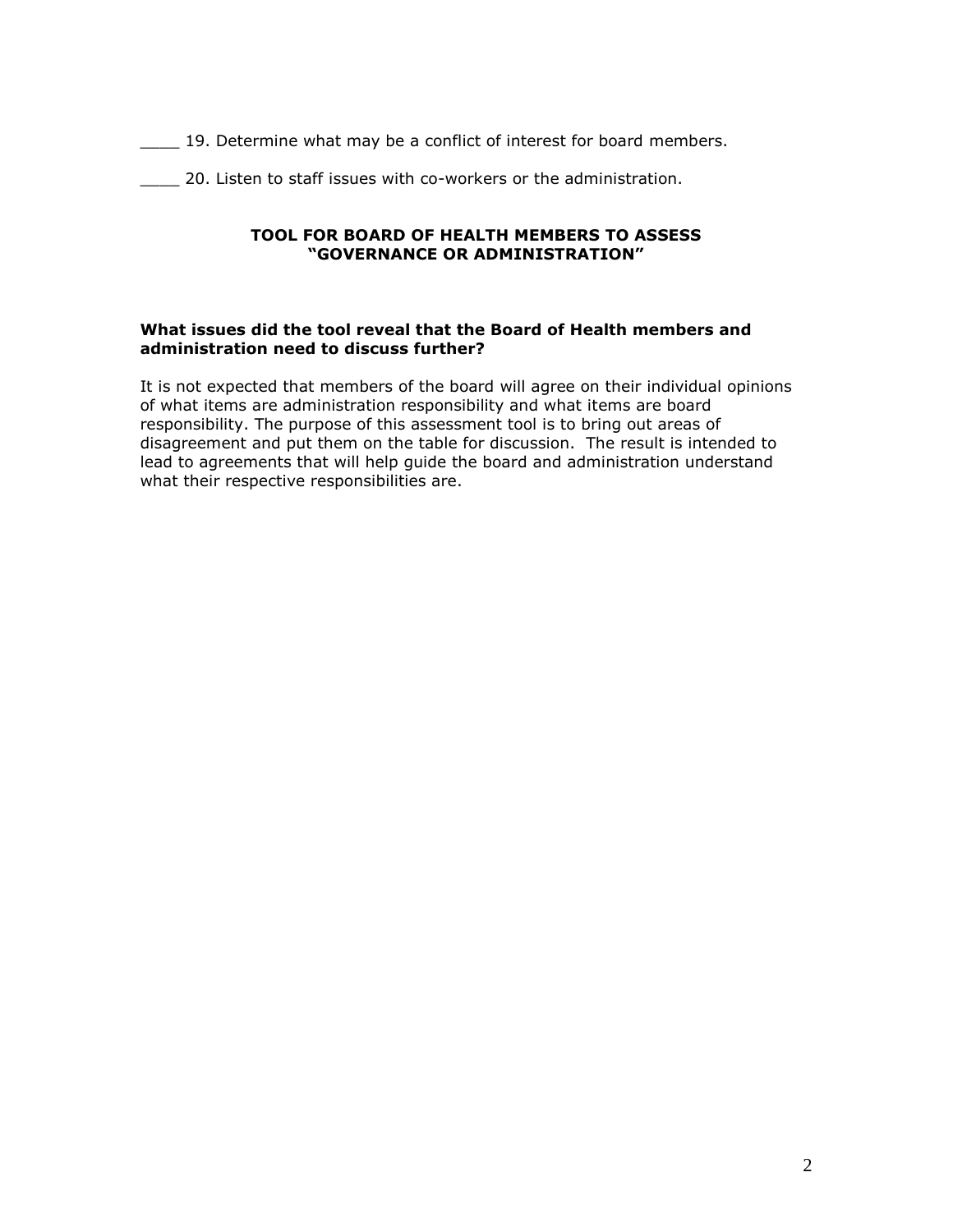____ 19. Determine what may be a conflict of interest for board members.

____ 20. Listen to staff issues with co-workers or the administration.

**TOOL FOR BOARD OF HEALTH MEMBERS TO ASSESS "GOVERNANCE OR ADMINISTRATION"**

**What issues did the tool reveal that the Board of Health members and administration need to discuss further?**

It is not expected that members of the board will agree on their individual opinions of what items are administration responsibility and what items are board responsibility. The purpose of this assessment tool is to bring out areas of disagreement and put them on the table for discussion. The result is intended to lead to agreements that will help guide the board and administration understand what their respective responsibilities are.